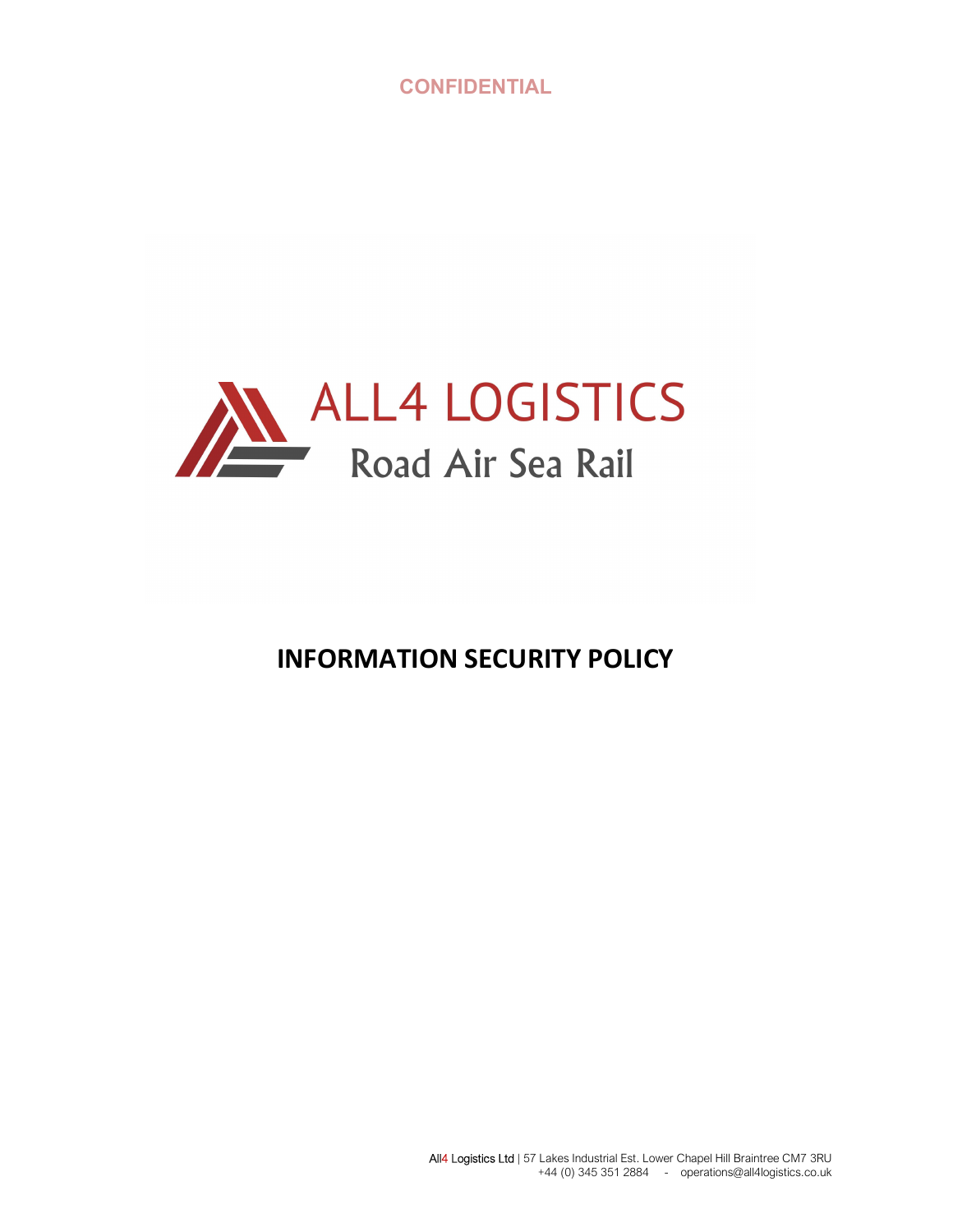CONFIDENTIAL

ALL4 LOGISTICS

Road Air Sea Rail

# INFORMATION SECURITY POLICY

All4 Logistics Ltd | 57 Lakes Industrial Est. Lower Chapel Hill Braintree CM7 3RU
+44 (0) 345 351 2884 - operations@all4logistics.co.uk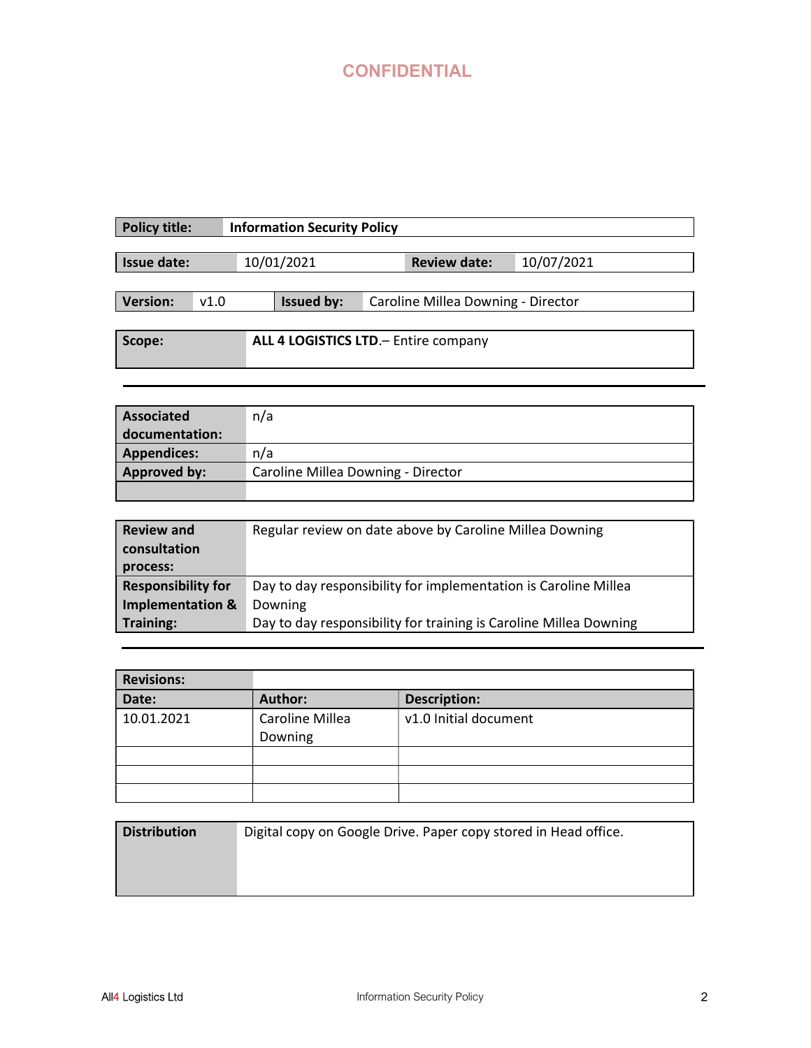**CONFIDENTIAL**

| **Policy title:** | **Information Security Policy** |
|---|---|

| **Issue date:** | 10/01/2021 | **Review date:** | 10/07/2021 |
|---|---|---|---|

| **Version:** | v1.0 | **Issued by:** | Caroline Millea Downing - Director |
|---|---|---|---|

| **Scope:** | **ALL 4 LOGISTICS LTD**.– Entire company |
|---|---|

---

| **Associated documentation:** | n/a |
|---|---|
| **Appendices:** | n/a |
| **Approved by:** | Caroline Millea Downing - Director |
| | |

| **Review and consultation process:** | Regular review on date above by Caroline Millea Downing |
|---|---|
| **Responsibility for Implementation & Training:** | Day to day responsibility for implementation is Caroline Millea Downing<br>Day to day responsibility for training is Caroline Millea Downing |

---

| **Revisions:** | | |
|---|---|---|
| **Date:** | **Author:** | **Description:** |
| 10.01.2021 | Caroline Millea Downing | v1.0 Initial document |
| | | |
| | | |
| | | |

| **Distribution** | Digital copy on Google Drive. Paper copy stored in Head office. |
|---|---|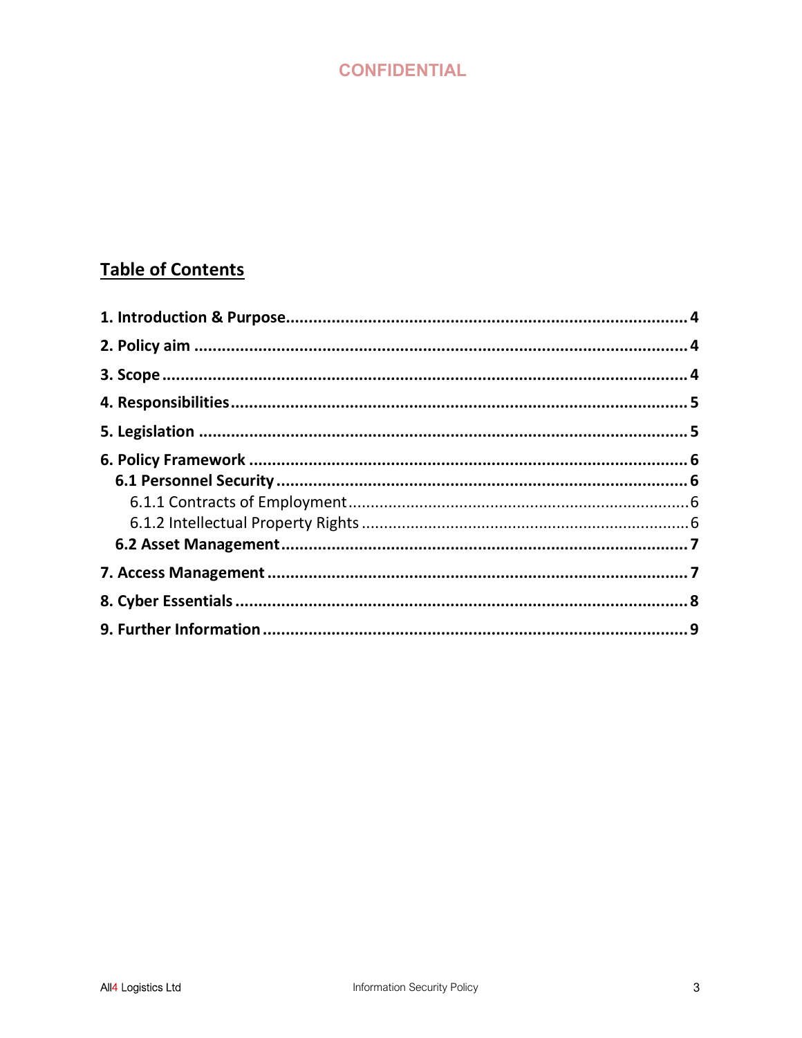CONFIDENTIAL

## Table of Contents

**1. Introduction & Purpose** ........................................................................ **4**

**2. Policy aim** ........................................................................ **4**

**3. Scope** ........................................................................ **4**

**4. Responsibilities** ........................................................................ **5**

**5. Legislation** ........................................................................ **5**

**6. Policy Framework** ........................................................................ **6**

- **6.1 Personnel Security** ........................................................................ **6**
  - 6.1.1 Contracts of Employment ........................................................................ 6
  - 6.1.2 Intellectual Property Rights ........................................................................ 6
- **6.2 Asset Management** ........................................................................ **7**

**7. Access Management** ........................................................................ **7**

**8. Cyber Essentials** ........................................................................ **8**

**9. Further Information** ........................................................................ **9**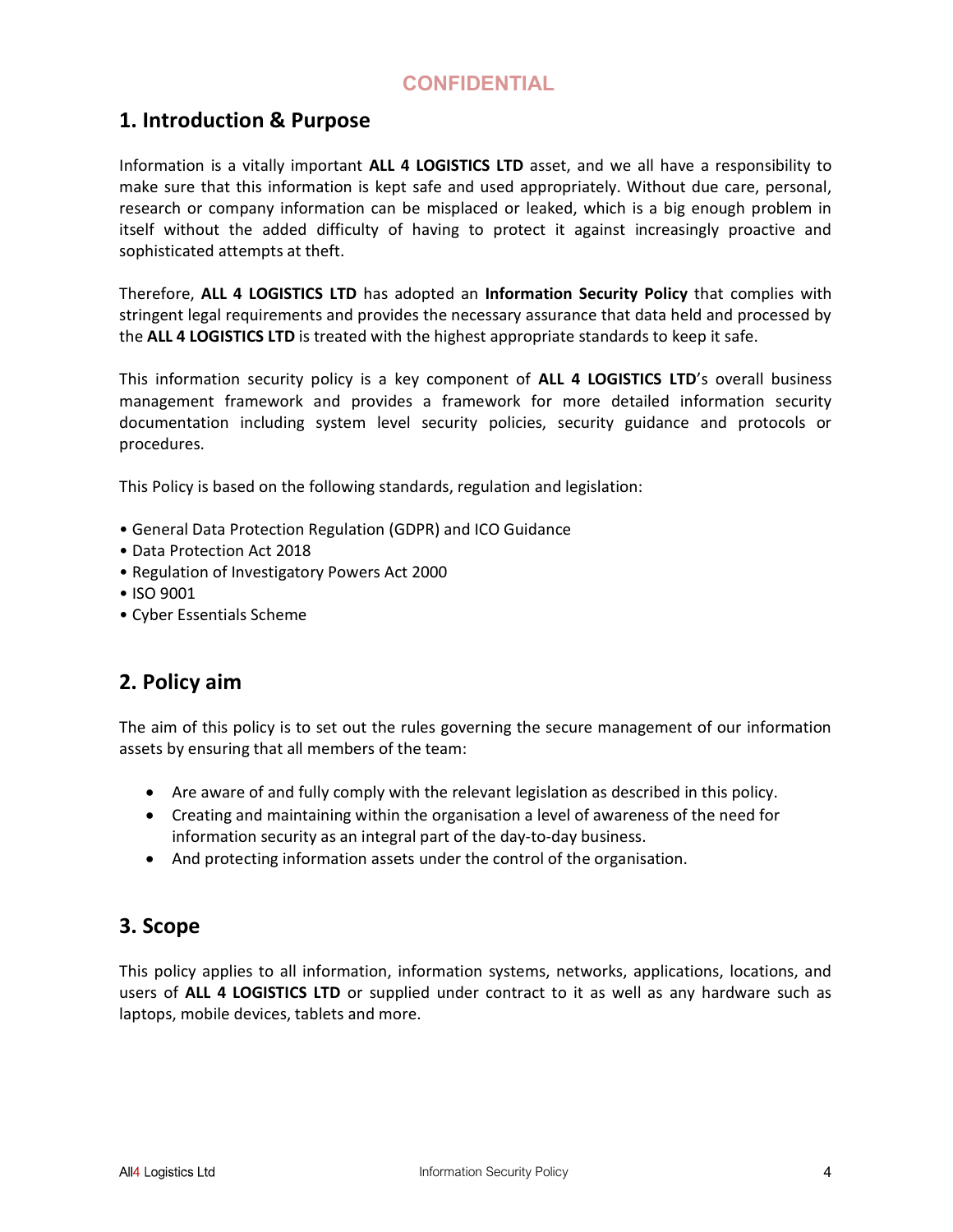**CONFIDENTIAL**

## 1. Introduction & Purpose

Information is a vitally important **ALL 4 LOGISTICS LTD** asset, and we all have a responsibility to make sure that this information is kept safe and used appropriately. Without due care, personal, research or company information can be misplaced or leaked, which is a big enough problem in itself without the added difficulty of having to protect it against increasingly proactive and sophisticated attempts at theft.

Therefore, **ALL 4 LOGISTICS LTD** has adopted an **Information Security Policy** that complies with stringent legal requirements and provides the necessary assurance that data held and processed by the **ALL 4 LOGISTICS LTD** is treated with the highest appropriate standards to keep it safe.

This information security policy is a key component of **ALL 4 LOGISTICS LTD**'s overall business management framework and provides a framework for more detailed information security documentation including system level security policies, security guidance and protocols or procedures.

This Policy is based on the following standards, regulation and legislation:

- General Data Protection Regulation (GDPR) and ICO Guidance
- Data Protection Act 2018
- Regulation of Investigatory Powers Act 2000
- ISO 9001
- Cyber Essentials Scheme

## 2. Policy aim

The aim of this policy is to set out the rules governing the secure management of our information assets by ensuring that all members of the team:

- Are aware of and fully comply with the relevant legislation as described in this policy.
- Creating and maintaining within the organisation a level of awareness of the need for information security as an integral part of the day-to-day business.
- And protecting information assets under the control of the organisation.

## 3. Scope

This policy applies to all information, information systems, networks, applications, locations, and users of **ALL 4 LOGISTICS LTD** or supplied under contract to it as well as any hardware such as laptops, mobile devices, tablets and more.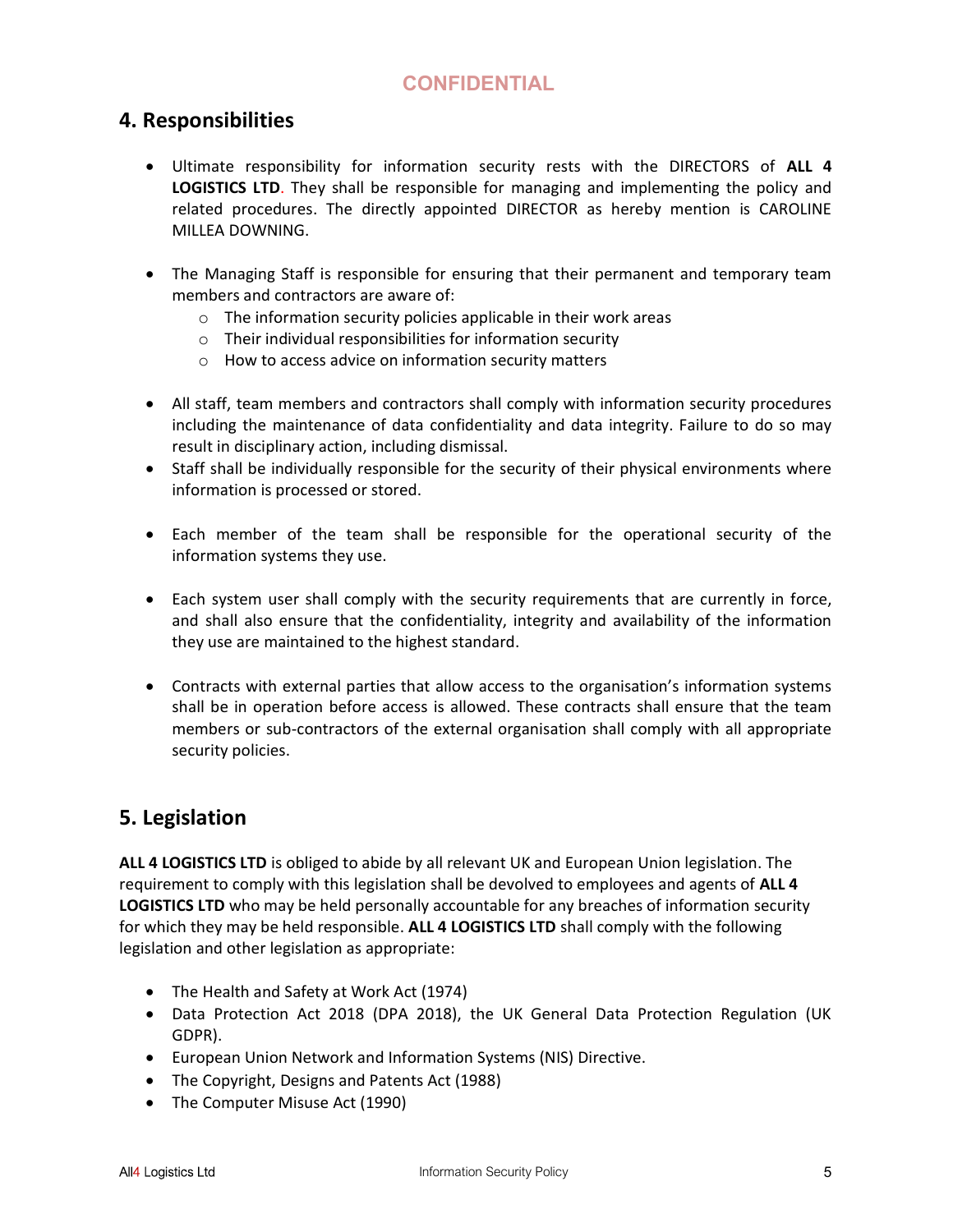CONFIDENTIAL

## 4. Responsibilities

- Ultimate responsibility for information security rests with the DIRECTORS of **ALL 4 LOGISTICS LTD**. They shall be responsible for managing and implementing the policy and related procedures. The directly appointed DIRECTOR as hereby mention is CAROLINE MILLEA DOWNING.

- The Managing Staff is responsible for ensuring that their permanent and temporary team members and contractors are aware of:
    - The information security policies applicable in their work areas
    - Their individual responsibilities for information security
    - How to access advice on information security matters

- All staff, team members and contractors shall comply with information security procedures including the maintenance of data confidentiality and data integrity. Failure to do so may result in disciplinary action, including dismissal.
- Staff shall be individually responsible for the security of their physical environments where information is processed or stored.

- Each member of the team shall be responsible for the operational security of the information systems they use.

- Each system user shall comply with the security requirements that are currently in force, and shall also ensure that the confidentiality, integrity and availability of the information they use are maintained to the highest standard.

- Contracts with external parties that allow access to the organisation's information systems shall be in operation before access is allowed. These contracts shall ensure that the team members or sub-contractors of the external organisation shall comply with all appropriate security policies.

## 5. Legislation

**ALL 4 LOGISTICS LTD** is obliged to abide by all relevant UK and European Union legislation. The requirement to comply with this legislation shall be devolved to employees and agents of **ALL 4 LOGISTICS LTD** who may be held personally accountable for any breaches of information security for which they may be held responsible. **ALL 4 LOGISTICS LTD** shall comply with the following legislation and other legislation as appropriate:

- The Health and Safety at Work Act (1974)
- Data Protection Act 2018 (DPA 2018), the UK General Data Protection Regulation (UK GDPR).
- European Union Network and Information Systems (NIS) Directive.
- The Copyright, Designs and Patents Act (1988)
- The Computer Misuse Act (1990)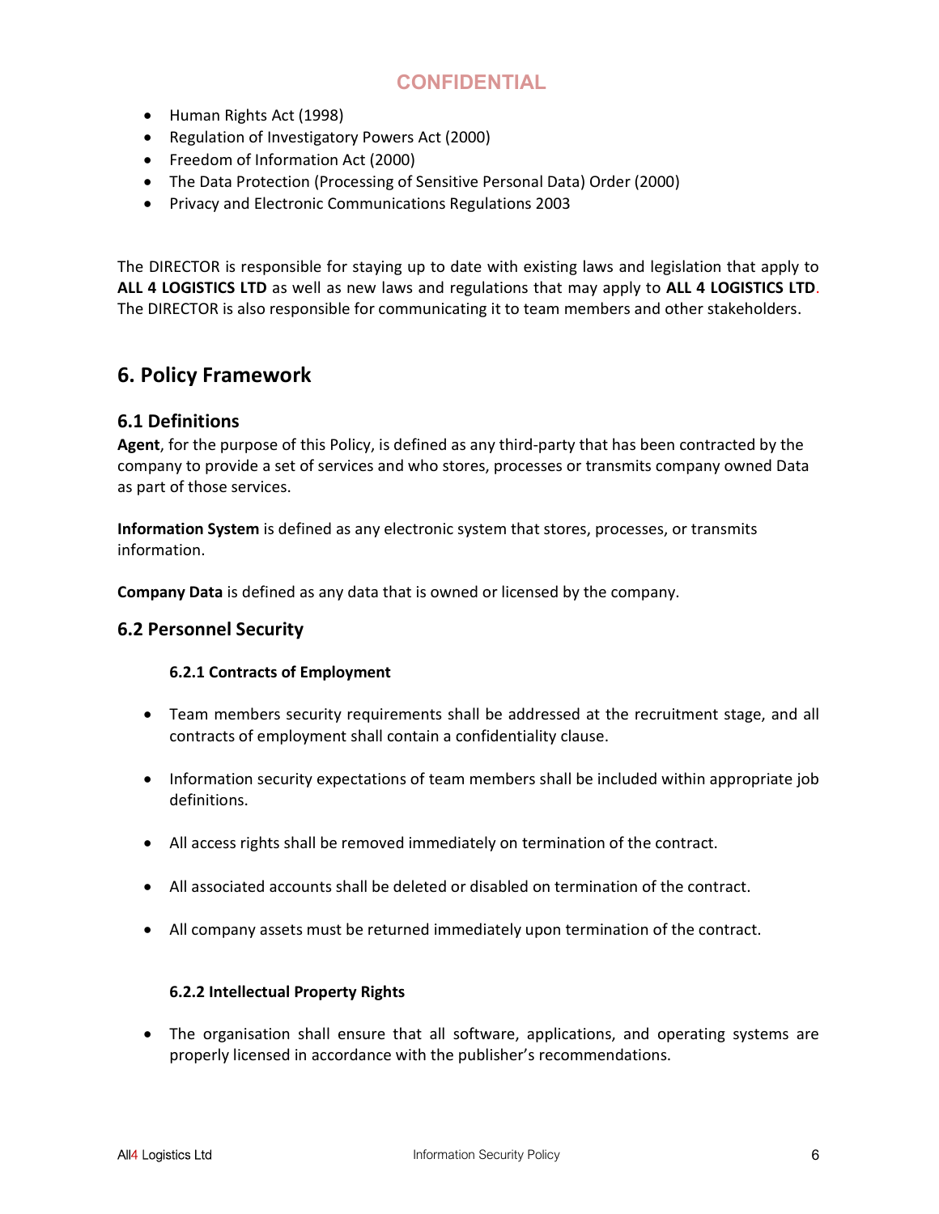- Human Rights Act (1998)
- Regulation of Investigatory Powers Act (2000)
- Freedom of Information Act (2000)
- The Data Protection (Processing of Sensitive Personal Data) Order (2000)
- Privacy and Electronic Communications Regulations 2003

The DIRECTOR is responsible for staying up to date with existing laws and legislation that apply to **ALL 4 LOGISTICS LTD** as well as new laws and regulations that may apply to **ALL 4 LOGISTICS LTD**. The DIRECTOR is also responsible for communicating it to team members and other stakeholders.

## 6. Policy Framework

### 6.1 Definitions

**Agent**, for the purpose of this Policy, is defined as any third-party that has been contracted by the company to provide a set of services and who stores, processes or transmits company owned Data as part of those services.

**Information System** is defined as any electronic system that stores, processes, or transmits information.

**Company Data** is defined as any data that is owned or licensed by the company.

### 6.2 Personnel Security

#### 6.2.1 Contracts of Employment

- Team members security requirements shall be addressed at the recruitment stage, and all contracts of employment shall contain a confidentiality clause.
- Information security expectations of team members shall be included within appropriate job definitions.
- All access rights shall be removed immediately on termination of the contract.
- All associated accounts shall be deleted or disabled on termination of the contract.
- All company assets must be returned immediately upon termination of the contract.

#### 6.2.2 Intellectual Property Rights

- The organisation shall ensure that all software, applications, and operating systems are properly licensed in accordance with the publisher's recommendations.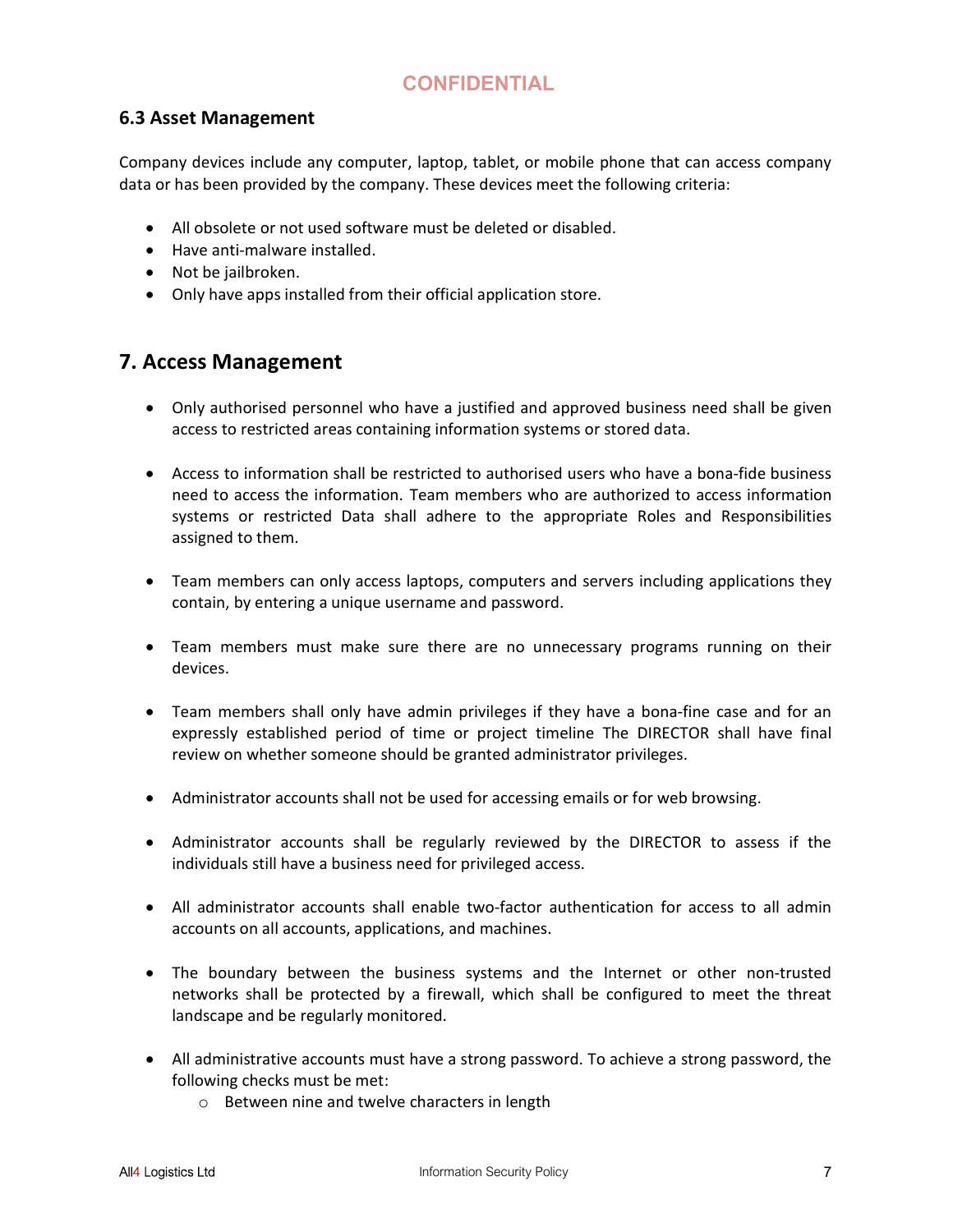### 6.3 Asset Management

Company devices include any computer, laptop, tablet, or mobile phone that can access company data or has been provided by the company. These devices meet the following criteria:

- All obsolete or not used software must be deleted or disabled.
- Have anti-malware installed.
- Not be jailbroken.
- Only have apps installed from their official application store.

## 7. Access Management

- Only authorised personnel who have a justified and approved business need shall be given access to restricted areas containing information systems or stored data.

- Access to information shall be restricted to authorised users who have a bona-fide business need to access the information. Team members who are authorized to access information systems or restricted Data shall adhere to the appropriate Roles and Responsibilities assigned to them.

- Team members can only access laptops, computers and servers including applications they contain, by entering a unique username and password.

- Team members must make sure there are no unnecessary programs running on their devices.

- Team members shall only have admin privileges if they have a bona-fine case and for an expressly established period of time or project timeline The DIRECTOR shall have final review on whether someone should be granted administrator privileges.

- Administrator accounts shall not be used for accessing emails or for web browsing.

- Administrator accounts shall be regularly reviewed by the DIRECTOR to assess if the individuals still have a business need for privileged access.

- All administrator accounts shall enable two-factor authentication for access to all admin accounts on all accounts, applications, and machines.

- The boundary between the business systems and the Internet or other non-trusted networks shall be protected by a firewall, which shall be configured to meet the threat landscape and be regularly monitored.

- All administrative accounts must have a strong password. To achieve a strong password, the following checks must be met:
  - Between nine and twelve characters in length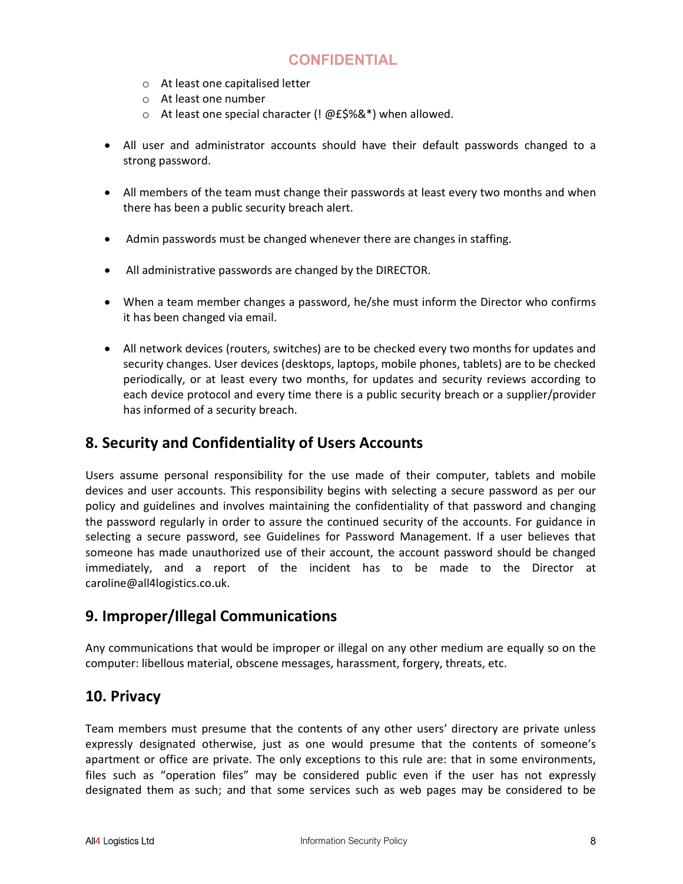CONFIDENTIAL

  - At least one capitalised letter
  - At least one number
  - At least one special character (! @£$%&*) when allowed.

- All user and administrator accounts should have their default passwords changed to a strong password.

- All members of the team must change their passwords at least every two months and when there has been a public security breach alert.

- Admin passwords must be changed whenever there are changes in staffing.

- All administrative passwords are changed by the DIRECTOR.

- When a team member changes a password, he/she must inform the Director who confirms it has been changed via email.

- All network devices (routers, switches) are to be checked every two months for updates and security changes. User devices (desktops, laptops, mobile phones, tablets) are to be checked periodically, or at least every two months, for updates and security reviews according to each device protocol and every time there is a public security breach or a supplier/provider has informed of a security breach.

## 8. Security and Confidentiality of Users Accounts

Users assume personal responsibility for the use made of their computer, tablets and mobile devices and user accounts. This responsibility begins with selecting a secure password as per our policy and guidelines and involves maintaining the confidentiality of that password and changing the password regularly in order to assure the continued security of the accounts. For guidance in selecting a secure password, see Guidelines for Password Management. If a user believes that someone has made unauthorized use of their account, the account password should be changed immediately, and a report of the incident has to be made to the Director at caroline@all4logistics.co.uk.

## 9. Improper/Illegal Communications

Any communications that would be improper or illegal on any other medium are equally so on the computer: libellous material, obscene messages, harassment, forgery, threats, etc.

## 10. Privacy

Team members must presume that the contents of any other users' directory are private unless expressly designated otherwise, just as one would presume that the contents of someone's apartment or office are private. The only exceptions to this rule are: that in some environments, files such as "operation files" may be considered public even if the user has not expressly designated them as such; and that some services such as web pages may be considered to be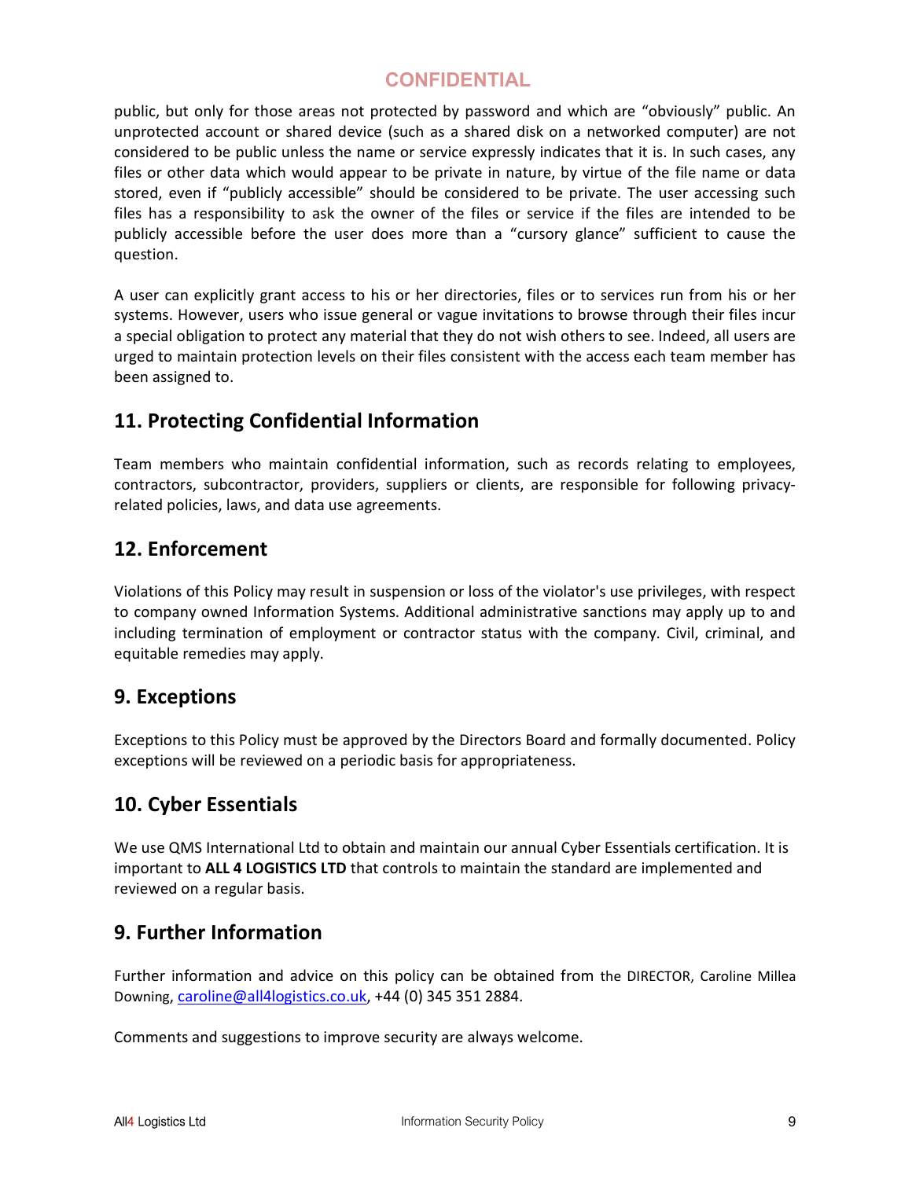public, but only for those areas not protected by password and which are "obviously" public. An unprotected account or shared device (such as a shared disk on a networked computer) are not considered to be public unless the name or service expressly indicates that it is. In such cases, any files or other data which would appear to be private in nature, by virtue of the file name or data stored, even if "publicly accessible" should be considered to be private. The user accessing such files has a responsibility to ask the owner of the files or service if the files are intended to be publicly accessible before the user does more than a "cursory glance" sufficient to cause the question.

A user can explicitly grant access to his or her directories, files or to services run from his or her systems. However, users who issue general or vague invitations to browse through their files incur a special obligation to protect any material that they do not wish others to see. Indeed, all users are urged to maintain protection levels on their files consistent with the access each team member has been assigned to.

## 11. Protecting Confidential Information

Team members who maintain confidential information, such as records relating to employees, contractors, subcontractor, providers, suppliers or clients, are responsible for following privacy-related policies, laws, and data use agreements.

## 12. Enforcement

Violations of this Policy may result in suspension or loss of the violator's use privileges, with respect to company owned Information Systems. Additional administrative sanctions may apply up to and including termination of employment or contractor status with the company. Civil, criminal, and equitable remedies may apply.

## 9. Exceptions

Exceptions to this Policy must be approved by the Directors Board and formally documented. Policy exceptions will be reviewed on a periodic basis for appropriateness.

## 10. Cyber Essentials

We use QMS International Ltd to obtain and maintain our annual Cyber Essentials certification. It is important to **ALL 4 LOGISTICS LTD** that controls to maintain the standard are implemented and reviewed on a regular basis.

## 9. Further Information

Further information and advice on this policy can be obtained from the DIRECTOR, Caroline Millea Downing, caroline@all4logistics.co.uk, +44 (0) 345 351 2884.

Comments and suggestions to improve security are always welcome.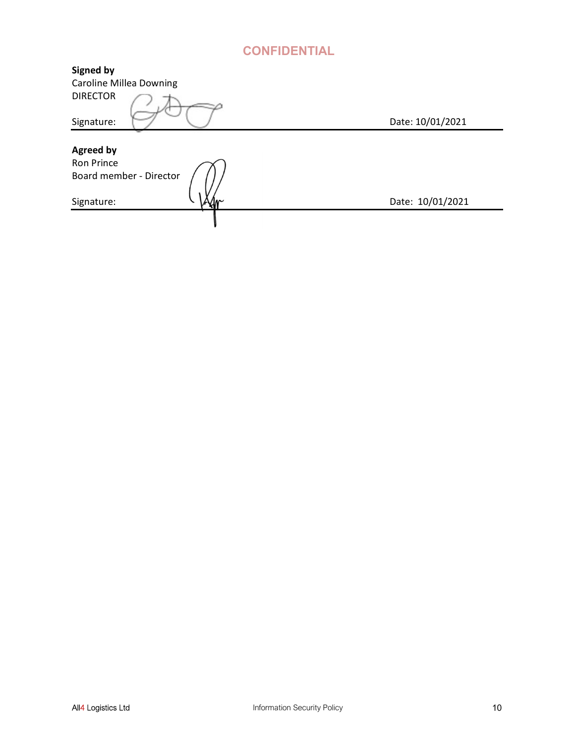CONFIDENTIAL

**Signed by**
Caroline Millea Downing
DIRECTOR

Signature: Date: 10/01/2021

**Agreed by**
Ron Prince
Board member - Director

Signature: Date: 10/01/2021